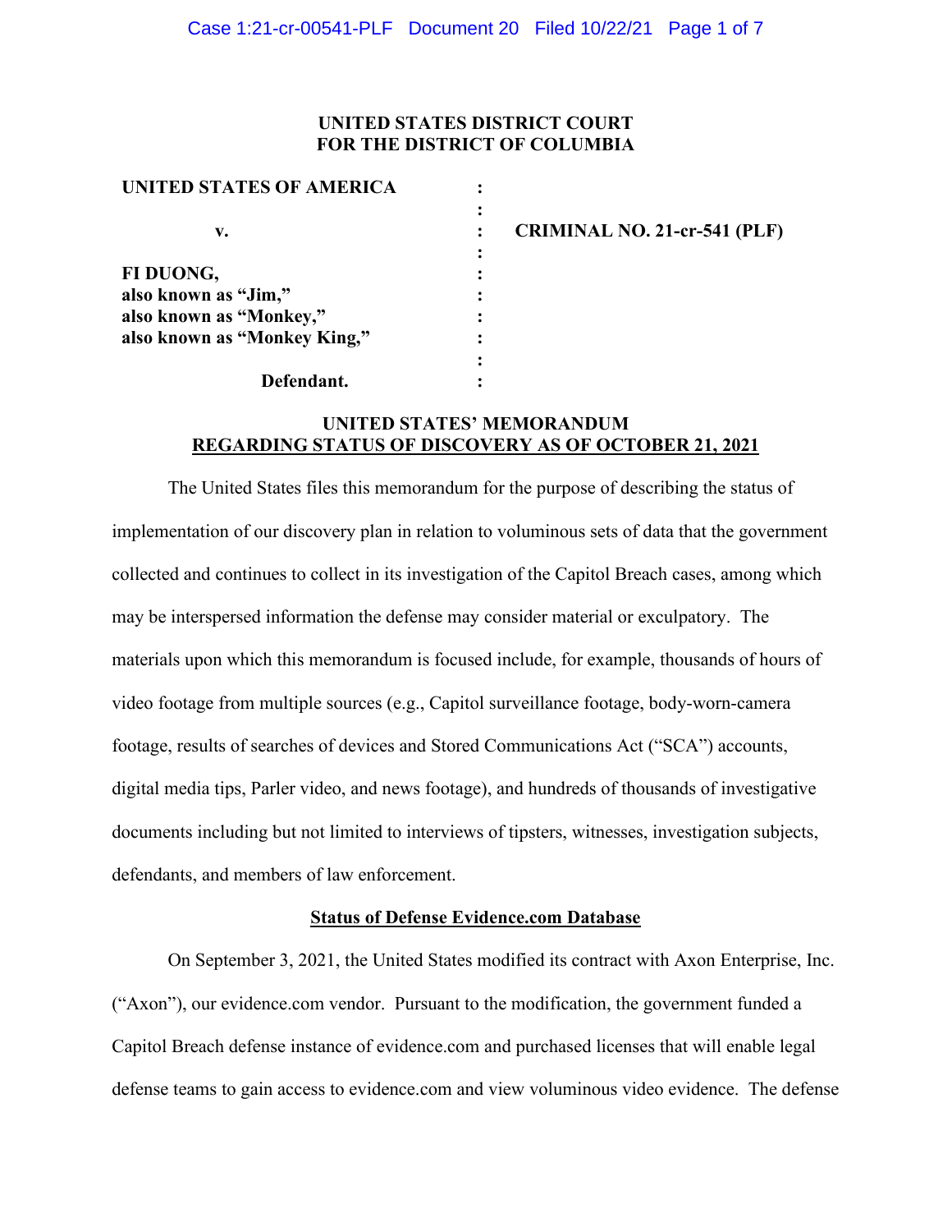**UNITED STATES DISTRICT COURT**
**FOR THE DISTRICT OF COLUMBIA**

| | | |
|---|---|---|
| **UNITED STATES OF AMERICA** | : | |
| | : | |
| **v.** | : | **CRIMINAL NO. 21-cr-541 (PLF)** |
| | : | |
| **FI DUONG,** | : | |
| **also known as "Jim,"** | : | |
| **also known as "Monkey,"** | : | |
| **also known as "Monkey King,"** | : | |
| | : | |
| **Defendant.** | : | |

## UNITED STATES' MEMORANDUM
## REGARDING STATUS OF DISCOVERY AS OF OCTOBER 21, 2021

The United States files this memorandum for the purpose of describing the status of implementation of our discovery plan in relation to voluminous sets of data that the government collected and continues to collect in its investigation of the Capitol Breach cases, among which may be interspersed information the defense may consider material or exculpatory. The materials upon which this memorandum is focused include, for example, thousands of hours of video footage from multiple sources (e.g., Capitol surveillance footage, body-worn-camera footage, results of searches of devices and Stored Communications Act ("SCA") accounts, digital media tips, Parler video, and news footage), and hundreds of thousands of investigative documents including but not limited to interviews of tipsters, witnesses, investigation subjects, defendants, and members of law enforcement.

### Status of Defense Evidence.com Database

On September 3, 2021, the United States modified its contract with Axon Enterprise, Inc. ("Axon"), our evidence.com vendor. Pursuant to the modification, the government funded a Capitol Breach defense instance of evidence.com and purchased licenses that will enable legal defense teams to gain access to evidence.com and view voluminous video evidence. The defense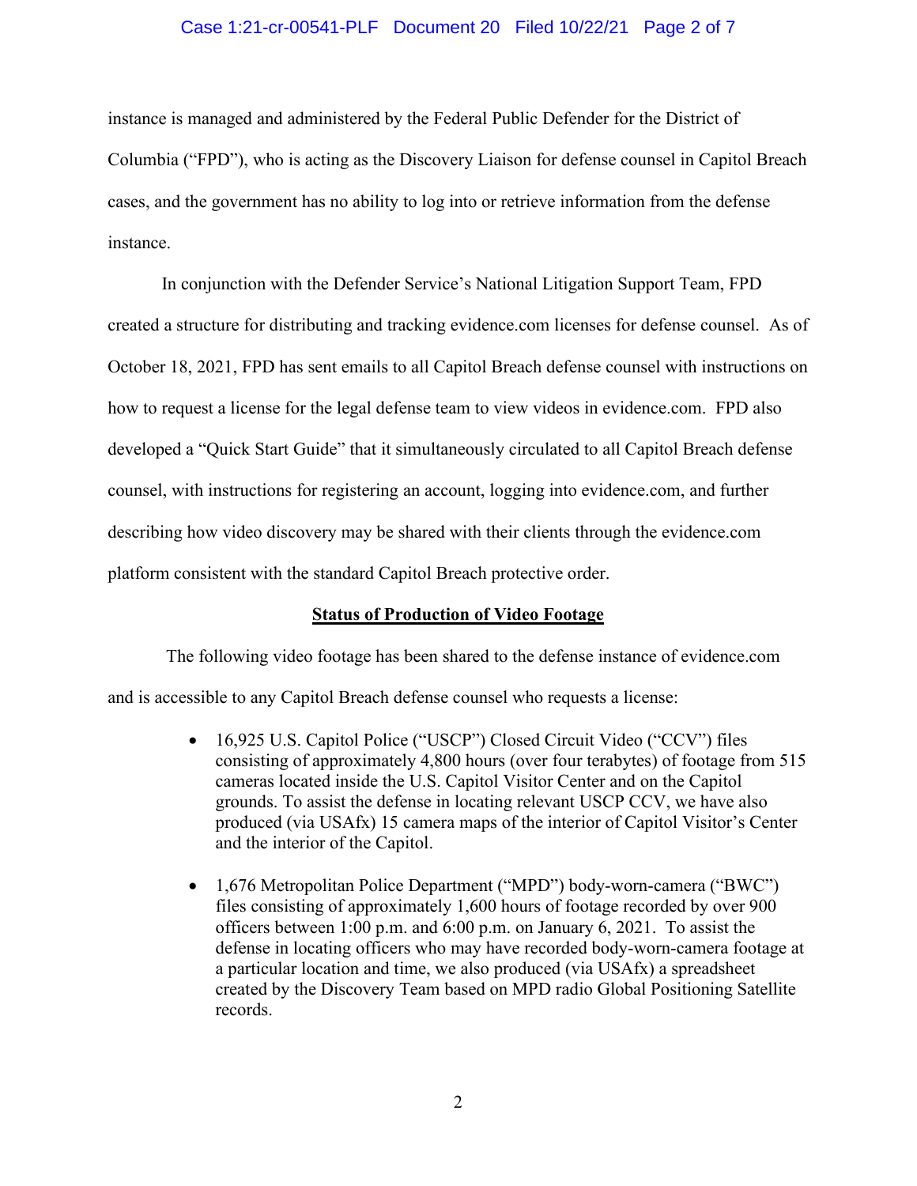instance is managed and administered by the Federal Public Defender for the District of Columbia ("FPD"), who is acting as the Discovery Liaison for defense counsel in Capitol Breach cases, and the government has no ability to log into or retrieve information from the defense instance.

In conjunction with the Defender Service's National Litigation Support Team, FPD created a structure for distributing and tracking evidence.com licenses for defense counsel. As of October 18, 2021, FPD has sent emails to all Capitol Breach defense counsel with instructions on how to request a license for the legal defense team to view videos in evidence.com. FPD also developed a "Quick Start Guide" that it simultaneously circulated to all Capitol Breach defense counsel, with instructions for registering an account, logging into evidence.com, and further describing how video discovery may be shared with their clients through the evidence.com platform consistent with the standard Capitol Breach protective order.

**<u>Status of Production of Video Footage</u>**

The following video footage has been shared to the defense instance of evidence.com and is accessible to any Capitol Breach defense counsel who requests a license:

- 16,925 U.S. Capitol Police ("USCP") Closed Circuit Video ("CCV") files consisting of approximately 4,800 hours (over four terabytes) of footage from 515 cameras located inside the U.S. Capitol Visitor Center and on the Capitol grounds. To assist the defense in locating relevant USCP CCV, we have also produced (via USAfx) 15 camera maps of the interior of Capitol Visitor's Center and the interior of the Capitol.

- 1,676 Metropolitan Police Department ("MPD") body-worn-camera ("BWC") files consisting of approximately 1,600 hours of footage recorded by over 900 officers between 1:00 p.m. and 6:00 p.m. on January 6, 2021. To assist the defense in locating officers who may have recorded body-worn-camera footage at a particular location and time, we also produced (via USAfx) a spreadsheet created by the Discovery Team based on MPD radio Global Positioning Satellite records.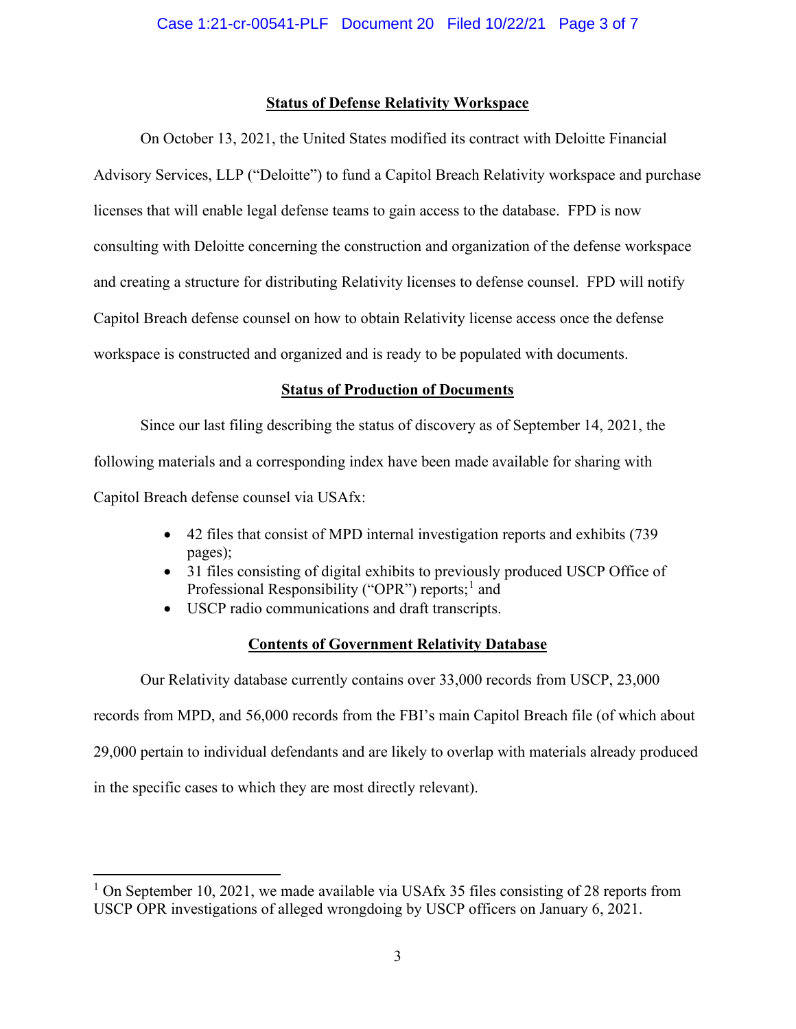## Status of Defense Relativity Workspace

On October 13, 2021, the United States modified its contract with Deloitte Financial Advisory Services, LLP ("Deloitte") to fund a Capitol Breach Relativity workspace and purchase licenses that will enable legal defense teams to gain access to the database. FPD is now consulting with Deloitte concerning the construction and organization of the defense workspace and creating a structure for distributing Relativity licenses to defense counsel. FPD will notify Capitol Breach defense counsel on how to obtain Relativity license access once the defense workspace is constructed and organized and is ready to be populated with documents.

## Status of Production of Documents

Since our last filing describing the status of discovery as of September 14, 2021, the following materials and a corresponding index have been made available for sharing with Capitol Breach defense counsel via USAfx:

- 42 files that consist of MPD internal investigation reports and exhibits (739 pages);
- 31 files consisting of digital exhibits to previously produced USCP Office of Professional Responsibility ("OPR") reports;[1] and
- USCP radio communications and draft transcripts.

## Contents of Government Relativity Database

Our Relativity database currently contains over 33,000 records from USCP, 23,000 records from MPD, and 56,000 records from the FBI's main Capitol Breach file (of which about 29,000 pertain to individual defendants and are likely to overlap with materials already produced in the specific cases to which they are most directly relevant).

---

[1] On September 10, 2021, we made available via USAfx 35 files consisting of 28 reports from USCP OPR investigations of alleged wrongdoing by USCP officers on January 6, 2021.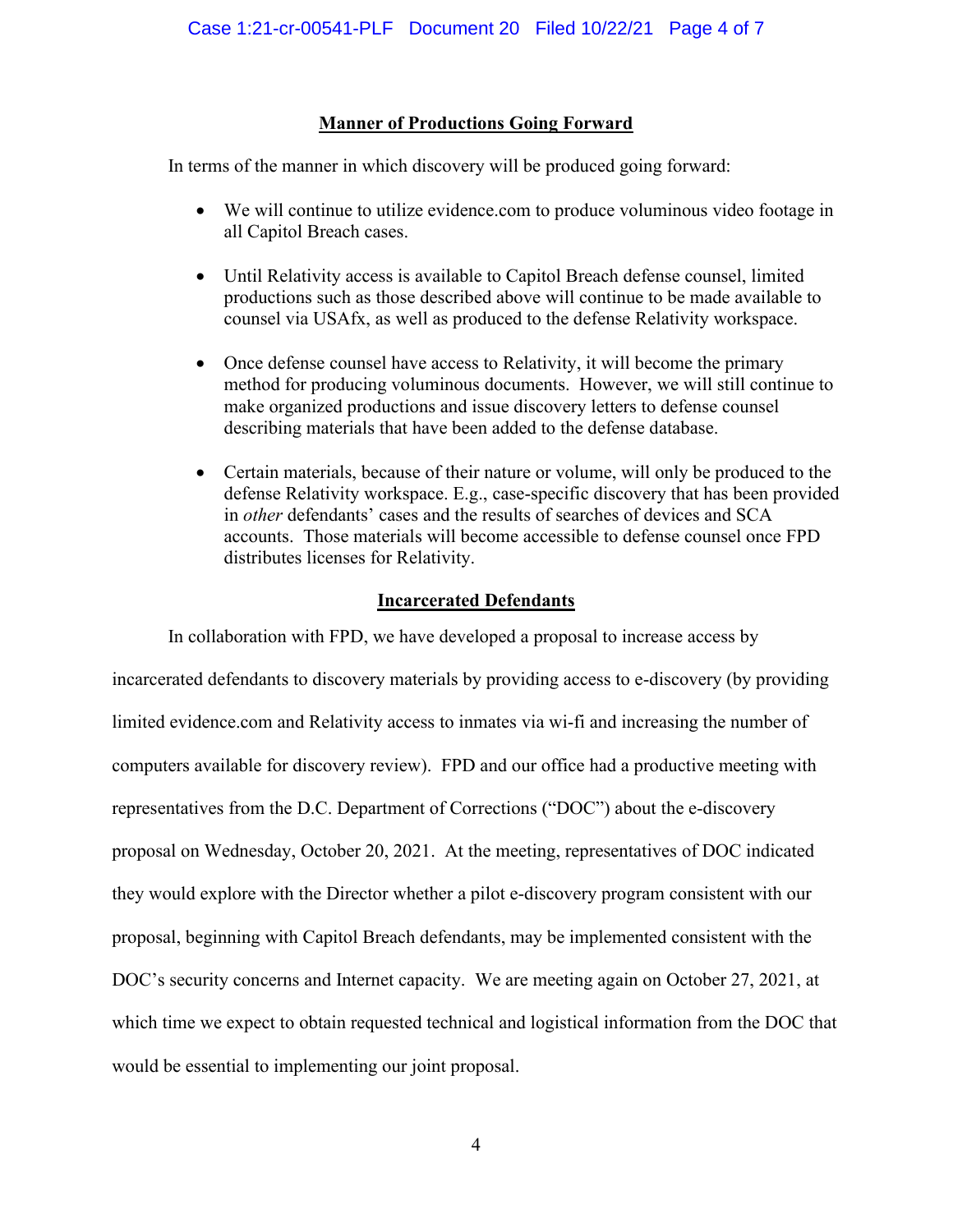**Manner of Productions Going Forward**

In terms of the manner in which discovery will be produced going forward:

- We will continue to utilize evidence.com to produce voluminous video footage in all Capitol Breach cases.
- Until Relativity access is available to Capitol Breach defense counsel, limited productions such as those described above will continue to be made available to counsel via USAfx, as well as produced to the defense Relativity workspace.
- Once defense counsel have access to Relativity, it will become the primary method for producing voluminous documents. However, we will still continue to make organized productions and issue discovery letters to defense counsel describing materials that have been added to the defense database.
- Certain materials, because of their nature or volume, will only be produced to the defense Relativity workspace. E.g., case-specific discovery that has been provided in *other* defendants' cases and the results of searches of devices and SCA accounts. Those materials will become accessible to defense counsel once FPD distributes licenses for Relativity.

**Incarcerated Defendants**

In collaboration with FPD, we have developed a proposal to increase access by incarcerated defendants to discovery materials by providing access to e-discovery (by providing limited evidence.com and Relativity access to inmates via wi-fi and increasing the number of computers available for discovery review). FPD and our office had a productive meeting with representatives from the D.C. Department of Corrections ("DOC") about the e-discovery proposal on Wednesday, October 20, 2021. At the meeting, representatives of DOC indicated they would explore with the Director whether a pilot e-discovery program consistent with our proposal, beginning with Capitol Breach defendants, may be implemented consistent with the DOC's security concerns and Internet capacity. We are meeting again on October 27, 2021, at which time we expect to obtain requested technical and logistical information from the DOC that would be essential to implementing our joint proposal.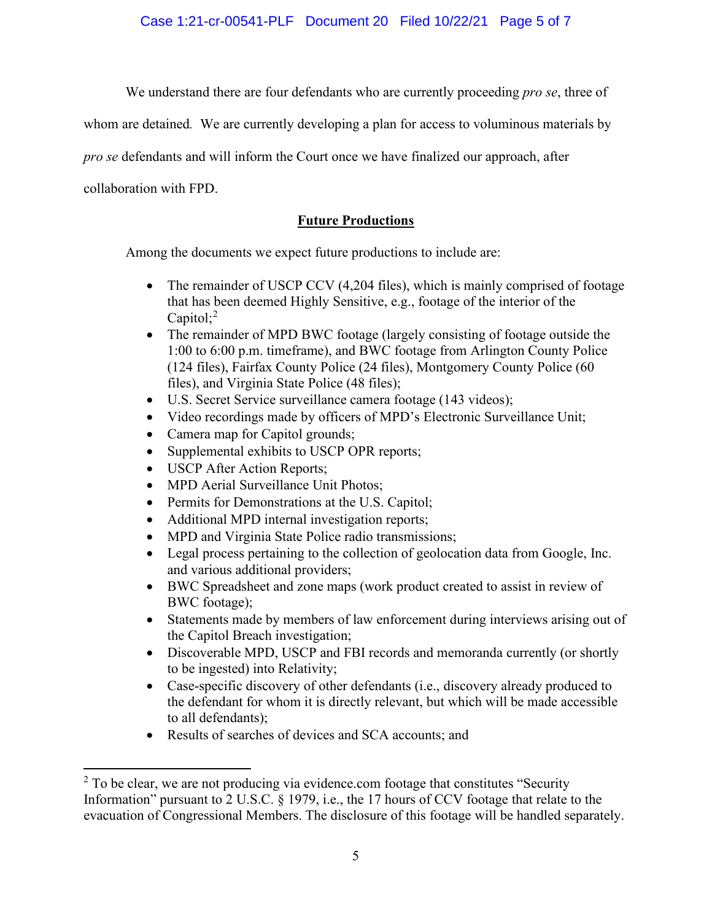We understand there are four defendants who are currently proceeding *pro se*, three of whom are detained. We are currently developing a plan for access to voluminous materials by *pro se* defendants and will inform the Court once we have finalized our approach, after collaboration with FPD.

## **Future Productions**

Among the documents we expect future productions to include are:

- The remainder of USCP CCV (4,204 files), which is mainly comprised of footage that has been deemed Highly Sensitive, e.g., footage of the interior of the Capitol;[2]
- The remainder of MPD BWC footage (largely consisting of footage outside the 1:00 to 6:00 p.m. timeframe), and BWC footage from Arlington County Police (124 files), Fairfax County Police (24 files), Montgomery County Police (60 files), and Virginia State Police (48 files);
- U.S. Secret Service surveillance camera footage (143 videos);
- Video recordings made by officers of MPD's Electronic Surveillance Unit;
- Camera map for Capitol grounds;
- Supplemental exhibits to USCP OPR reports;
- USCP After Action Reports;
- MPD Aerial Surveillance Unit Photos;
- Permits for Demonstrations at the U.S. Capitol;
- Additional MPD internal investigation reports;
- MPD and Virginia State Police radio transmissions;
- Legal process pertaining to the collection of geolocation data from Google, Inc. and various additional providers;
- BWC Spreadsheet and zone maps (work product created to assist in review of BWC footage);
- Statements made by members of law enforcement during interviews arising out of the Capitol Breach investigation;
- Discoverable MPD, USCP and FBI records and memoranda currently (or shortly to be ingested) into Relativity;
- Case-specific discovery of other defendants (i.e., discovery already produced to the defendant for whom it is directly relevant, but which will be made accessible to all defendants);
- Results of searches of devices and SCA accounts; and

[2] To be clear, we are not producing via evidence.com footage that constitutes "Security Information" pursuant to 2 U.S.C. § 1979, i.e., the 17 hours of CCV footage that relate to the evacuation of Congressional Members. The disclosure of this footage will be handled separately.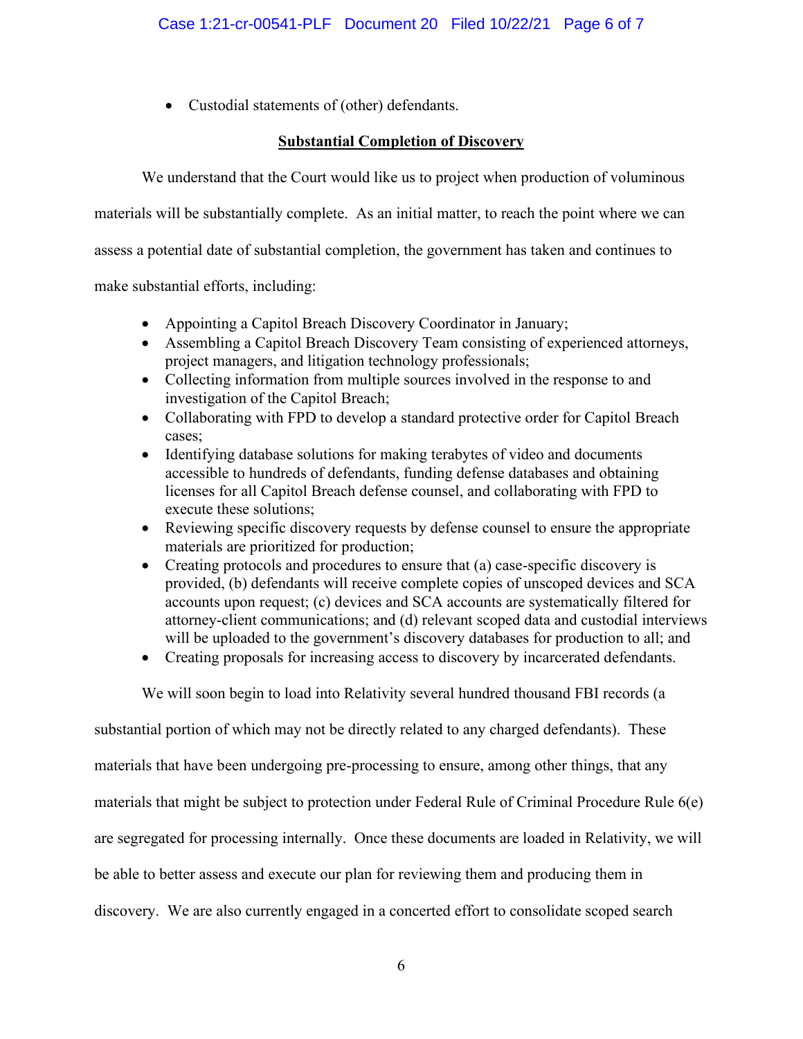- Custodial statements of (other) defendants.

**Substantial Completion of Discovery**

We understand that the Court would like us to project when production of voluminous materials will be substantially complete. As an initial matter, to reach the point where we can assess a potential date of substantial completion, the government has taken and continues to make substantial efforts, including:

- Appointing a Capitol Breach Discovery Coordinator in January;
- Assembling a Capitol Breach Discovery Team consisting of experienced attorneys, project managers, and litigation technology professionals;
- Collecting information from multiple sources involved in the response to and investigation of the Capitol Breach;
- Collaborating with FPD to develop a standard protective order for Capitol Breach cases;
- Identifying database solutions for making terabytes of video and documents accessible to hundreds of defendants, funding defense databases and obtaining licenses for all Capitol Breach defense counsel, and collaborating with FPD to execute these solutions;
- Reviewing specific discovery requests by defense counsel to ensure the appropriate materials are prioritized for production;
- Creating protocols and procedures to ensure that (a) case-specific discovery is provided, (b) defendants will receive complete copies of unscoped devices and SCA accounts upon request; (c) devices and SCA accounts are systematically filtered for attorney-client communications; and (d) relevant scoped data and custodial interviews will be uploaded to the government's discovery databases for production to all; and
- Creating proposals for increasing access to discovery by incarcerated defendants.

We will soon begin to load into Relativity several hundred thousand FBI records (a substantial portion of which may not be directly related to any charged defendants). These materials that have been undergoing pre-processing to ensure, among other things, that any materials that might be subject to protection under Federal Rule of Criminal Procedure Rule 6(e) are segregated for processing internally. Once these documents are loaded in Relativity, we will be able to better assess and execute our plan for reviewing them and producing them in discovery. We are also currently engaged in a concerted effort to consolidate scoped search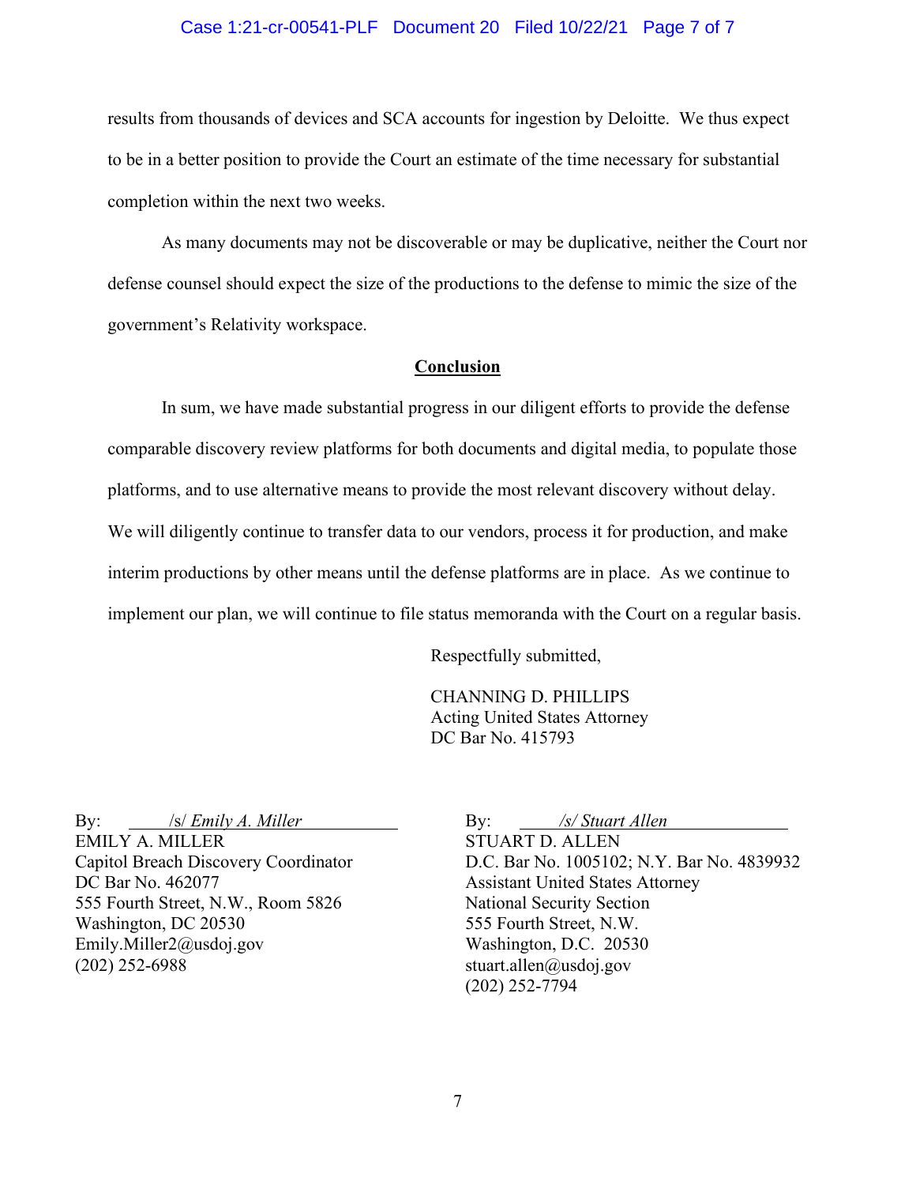results from thousands of devices and SCA accounts for ingestion by Deloitte. We thus expect to be in a better position to provide the Court an estimate of the time necessary for substantial completion within the next two weeks.

As many documents may not be discoverable or may be duplicative, neither the Court nor defense counsel should expect the size of the productions to the defense to mimic the size of the government's Relativity workspace.

## Conclusion

In sum, we have made substantial progress in our diligent efforts to provide the defense comparable discovery review platforms for both documents and digital media, to populate those platforms, and to use alternative means to provide the most relevant discovery without delay. We will diligently continue to transfer data to our vendors, process it for production, and make interim productions by other means until the defense platforms are in place. As we continue to implement our plan, we will continue to file status memoranda with the Court on a regular basis.

Respectfully submitted,

CHANNING D. PHILLIPS
Acting United States Attorney
DC Bar No. 415793

By: /s/ *Emily A. Miller*
EMILY A. MILLER
Capitol Breach Discovery Coordinator
DC Bar No. 462077
555 Fourth Street, N.W., Room 5826
Washington, DC 20530
Emily.Miller2@usdoj.gov
(202) 252-6988

By: /s/ *Stuart Allen*
STUART D. ALLEN
D.C. Bar No. 1005102; N.Y. Bar No. 4839932
Assistant United States Attorney
National Security Section
555 Fourth Street, N.W.
Washington, D.C. 20530
stuart.allen@usdoj.gov
(202) 252-7794